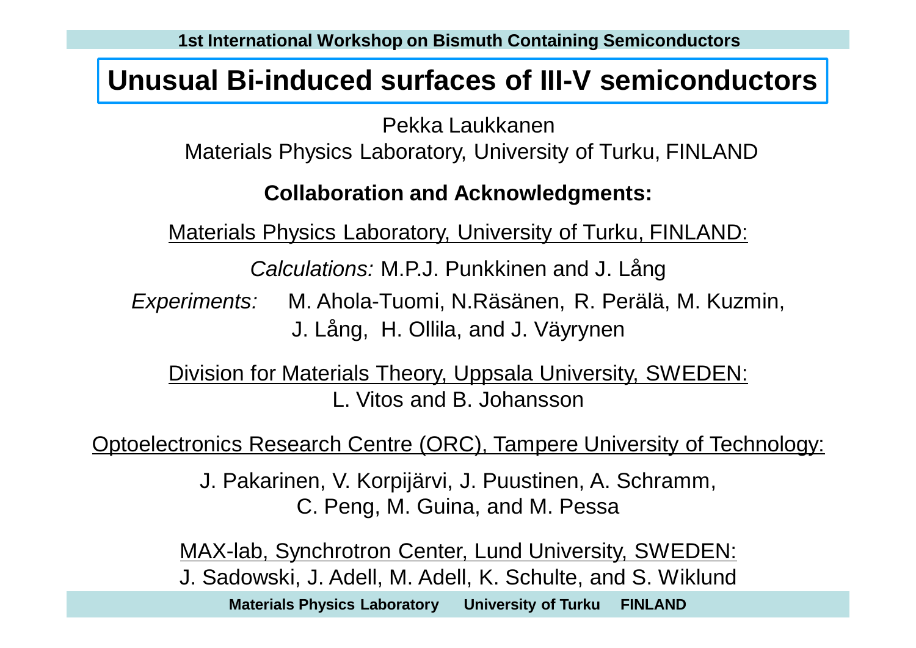# Unusual Bi-induced surfaces of III-V semiconductors

Pekka Laukkanen

Materials Physics Laboratory, University of Turku, FINLAND

**Collaboration and Acknowledgments:**

Materials Physics Laboratory, University of Turku, FINLAND:

*Calculations:* M.P.J. Punkkinen and J. Lång

*Experiments:* M. Ahola-Tuomi, N.Räsänen, R. Perälä, M. Kuzmin, J. Lång, H. Ollila, and J. Väyrynen

Division for Materials Theory, Uppsala University, SWEDEN:

L. Vitos and B. Johansson

Optoelectronics Research Centre (ORC), Tampere University of Technology:

J. Pakarinen, V. Korpijärvi, J. Puustinen, A. Schramm, C. Peng, M. Guina, and M. Pessa

MAX-lab, Synchrotron Center, Lund University, SWEDEN:

J. Sadowski, J. Adell, M. Adell, K. Schulte, and S. Wiklund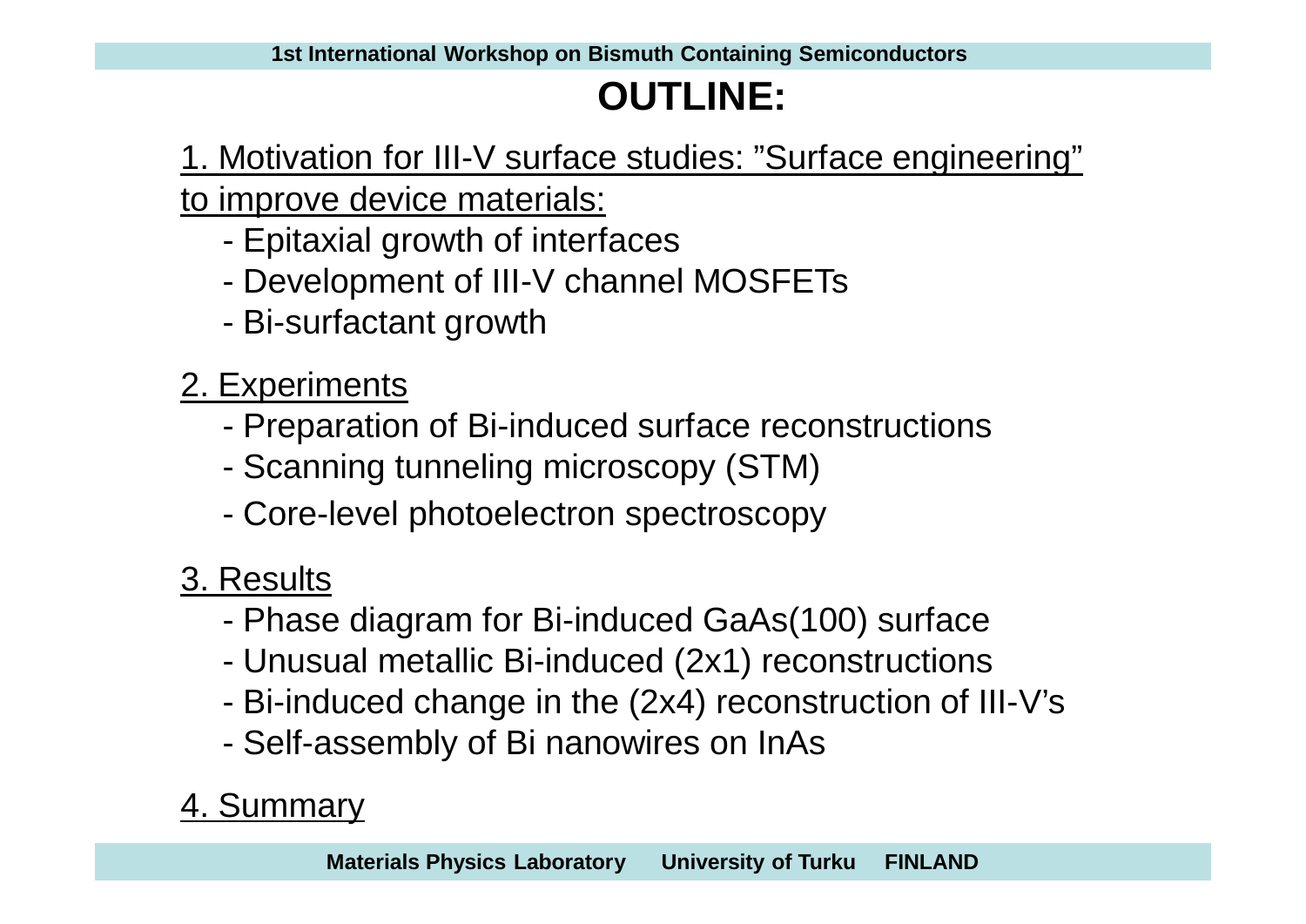# OUTLINE:

1. Motivation for III-V surface studies: ”Surface engineering” to improve device materials:
   - Epitaxial growth of interfaces
   - Development of III-V channel MOSFETs
   - Bi-surfactant growth

2. Experiments
   - Preparation of Bi-induced surface reconstructions
   - Scanning tunneling microscopy (STM)
   - Core-level photoelectron spectroscopy

3. Results
   - Phase diagram for Bi-induced GaAs(100) surface
   - Unusual metallic Bi-induced (2x1) reconstructions
   - Bi-induced change in the (2x4) reconstruction of III-V’s
   - Self-assembly of Bi nanowires on InAs

4. Summary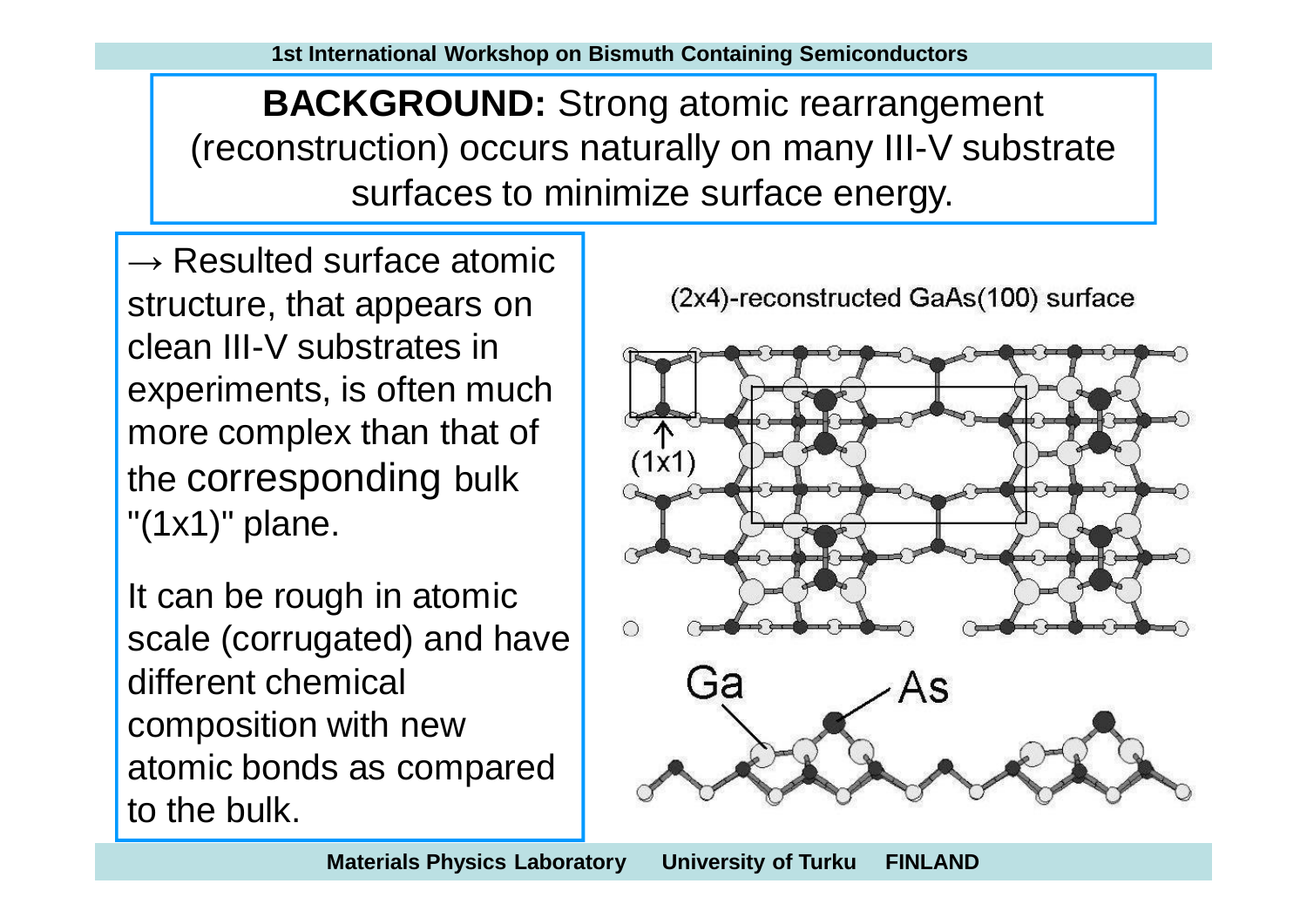**BACKGROUND:** Strong atomic rearrangement (reconstruction) occurs naturally on many III-V substrate surfaces to minimize surface energy.

→ Resulted surface atomic structure, that appears on clean III-V substrates in experiments, is often much more complex than that of the corresponding bulk "(1x1)" plane.

It can be rough in atomic scale (corrugated) and have different chemical composition with new atomic bonds as compared to the bulk.

(2x4)-reconstructed GaAs(100) surface

(1x1)

Ga

As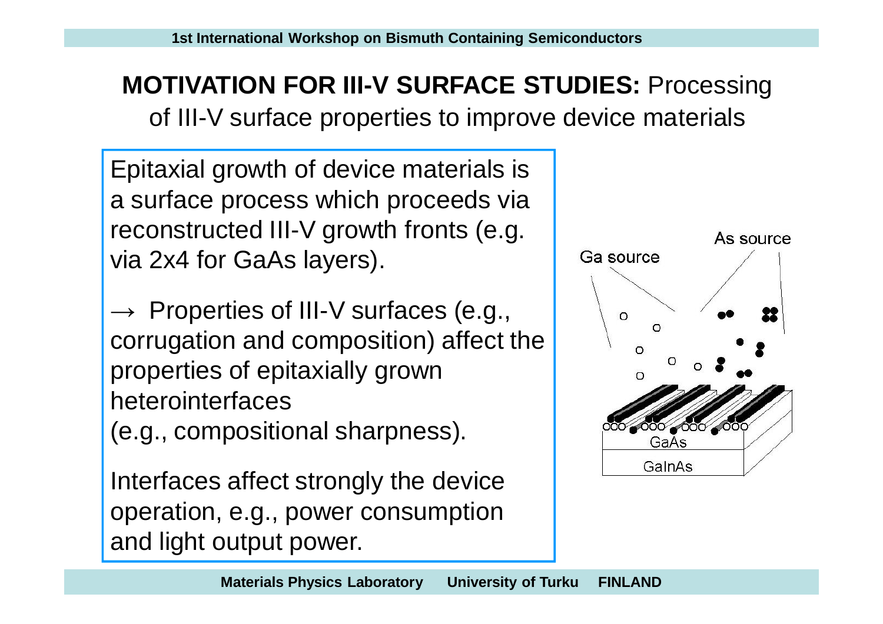## **MOTIVATION FOR III-V SURFACE STUDIES:** Processing of III-V surface properties to improve device materials

Epitaxial growth of device materials is a surface process which proceeds via reconstructed III-V growth fronts (e.g. via 2x4 for GaAs layers).

→ Properties of III-V surfaces (e.g., corrugation and composition) affect the properties of epitaxially grown heterointerfaces (e.g., compositional sharpness).

Interfaces affect strongly the device operation, e.g., power consumption and light output power.

As source

Ga source

GaAs

GaInAs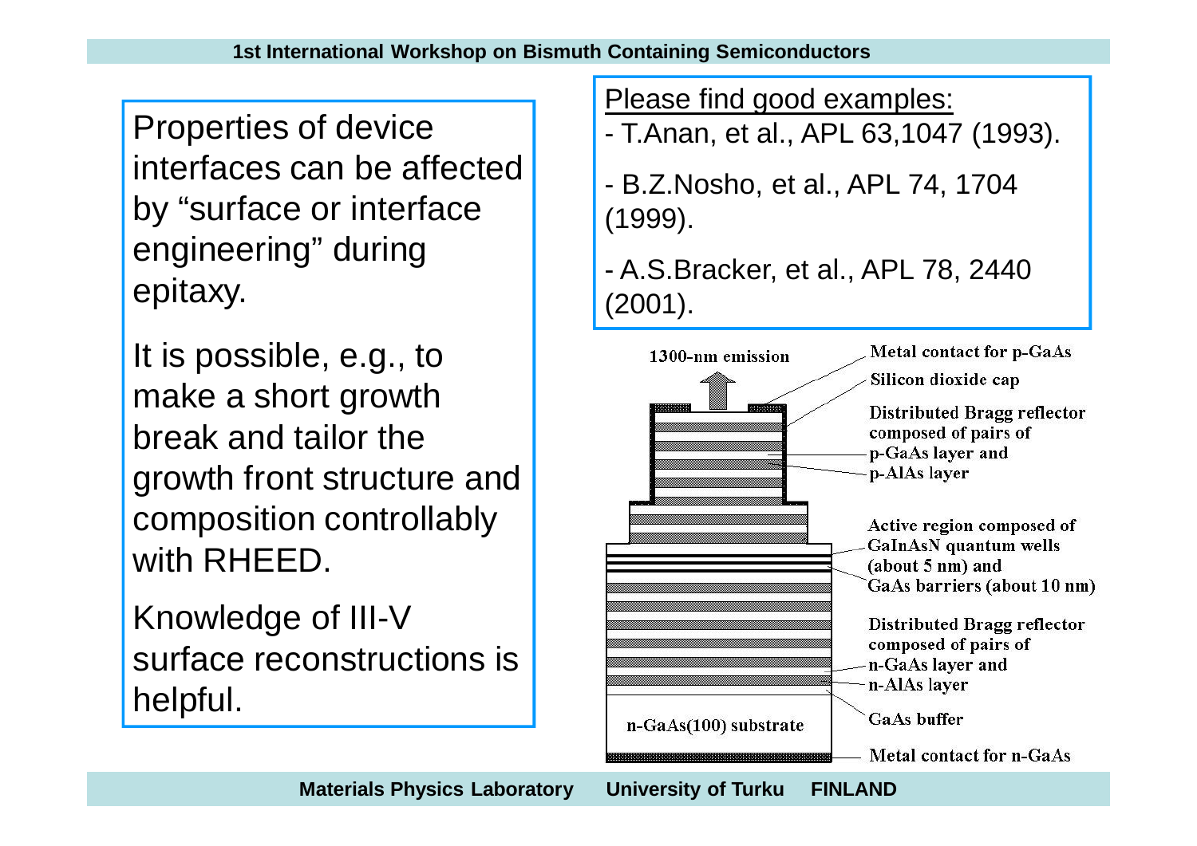Properties of device interfaces can be affected by "surface or interface engineering" during epitaxy.

It is possible, e.g., to make a short growth break and tailor the growth front structure and composition controllably with RHEED.

Knowledge of III-V surface reconstructions is helpful.

Please find good examples:

- T.Anan, et al., APL 63,1047 (1993).
- B.Z.Nosho, et al., APL 74, 1704 (1999).
- A.S.Bracker, et al., APL 78, 2440 (2001).

1300-nm emission

Metal contact for p-GaAs

Silicon dioxide cap

Distributed Bragg reflector composed of pairs of p-GaAs layer and p-AlAs layer

Active region composed of GaInAsN quantum wells (about 5 nm) and GaAs barriers (about 10 nm)

Distributed Bragg reflector composed of pairs of n-GaAs layer and n-AlAs layer

GaAs buffer

n-GaAs(100) substrate

Metal contact for n-GaAs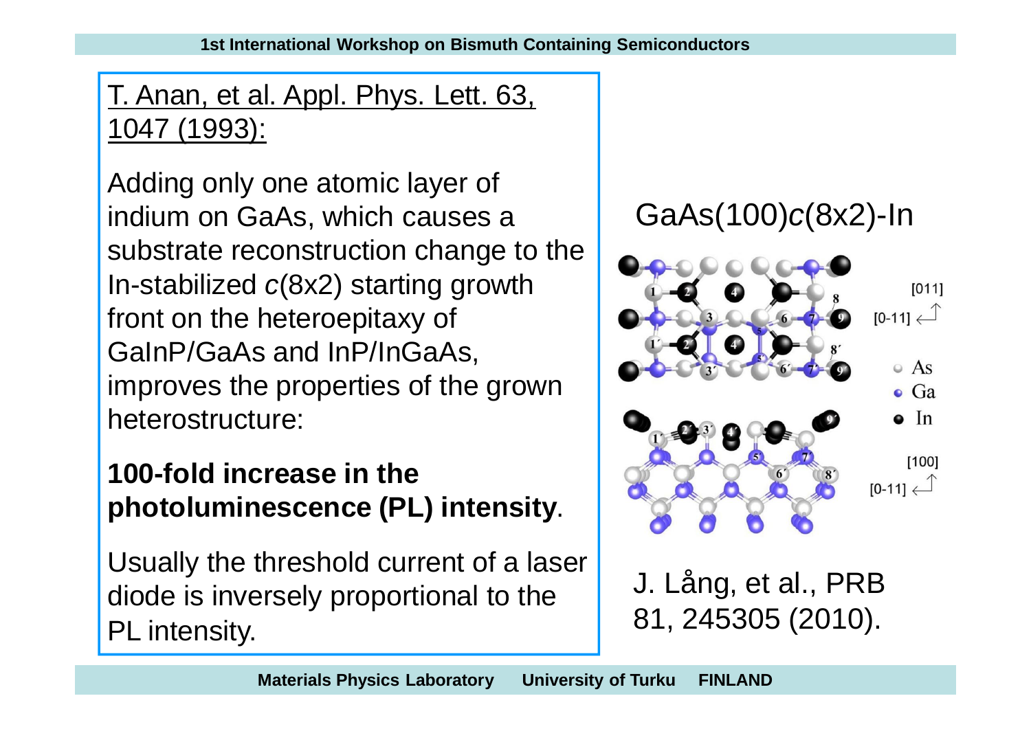T. Anan, et al. Appl. Phys. Lett. 63, 1047 (1993):

Adding only one atomic layer of indium on GaAs, which causes a substrate reconstruction change to the In-stabilized *c*(8x2) starting growth front on the heteroepitaxy of GaInP/GaAs and InP/InGaAs, improves the properties of the grown heterostructure:

**100-fold increase in the photoluminescence (PL) intensity**.

Usually the threshold current of a laser diode is inversely proportional to the PL intensity.

GaAs(100)*c*(8x2)-In

J. Lång, et al., PRB 81, 245305 (2010).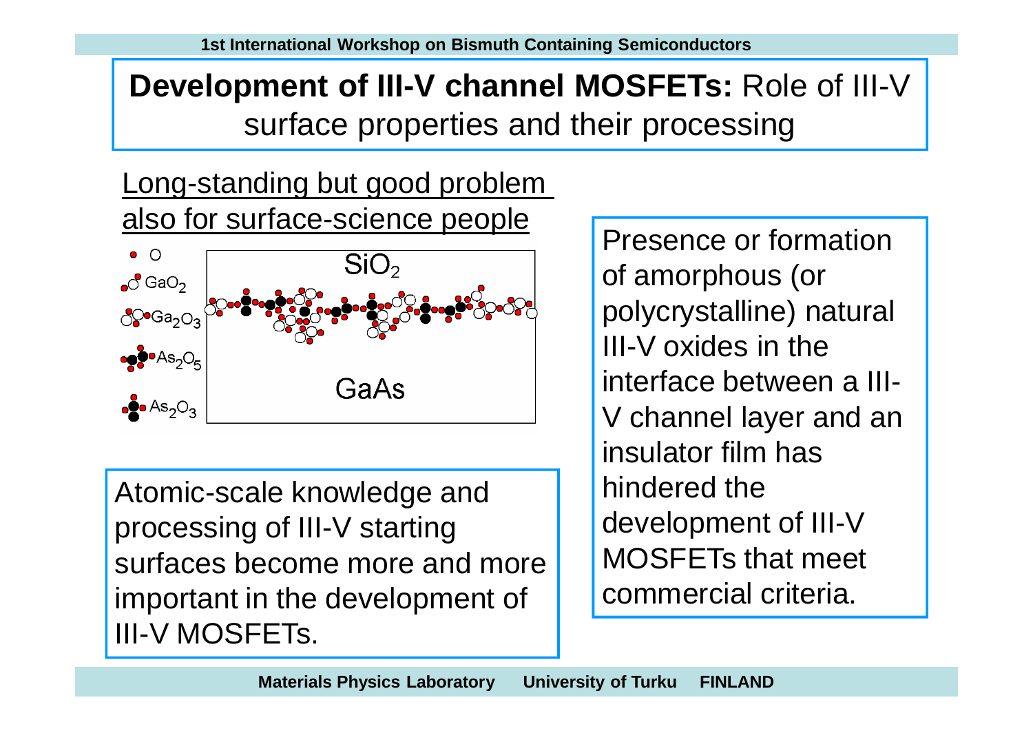# **Development of III-V channel MOSFETs:** Role of III-V surface properties and their processing

Long-standing but good problem also for surface-science people

$O$

$GaO_2$

$Ga_2O_3$

$As_2O_5$

$As_2O_3$

$SiO_2$

GaAs

Presence or formation of amorphous (or polycrystalline) natural III-V oxides in the interface between a III-V channel layer and an insulator film has hindered the development of III-V MOSFETs that meet commercial criteria.

Atomic-scale knowledge and processing of III-V starting surfaces become more and more important in the development of III-V MOSFETs.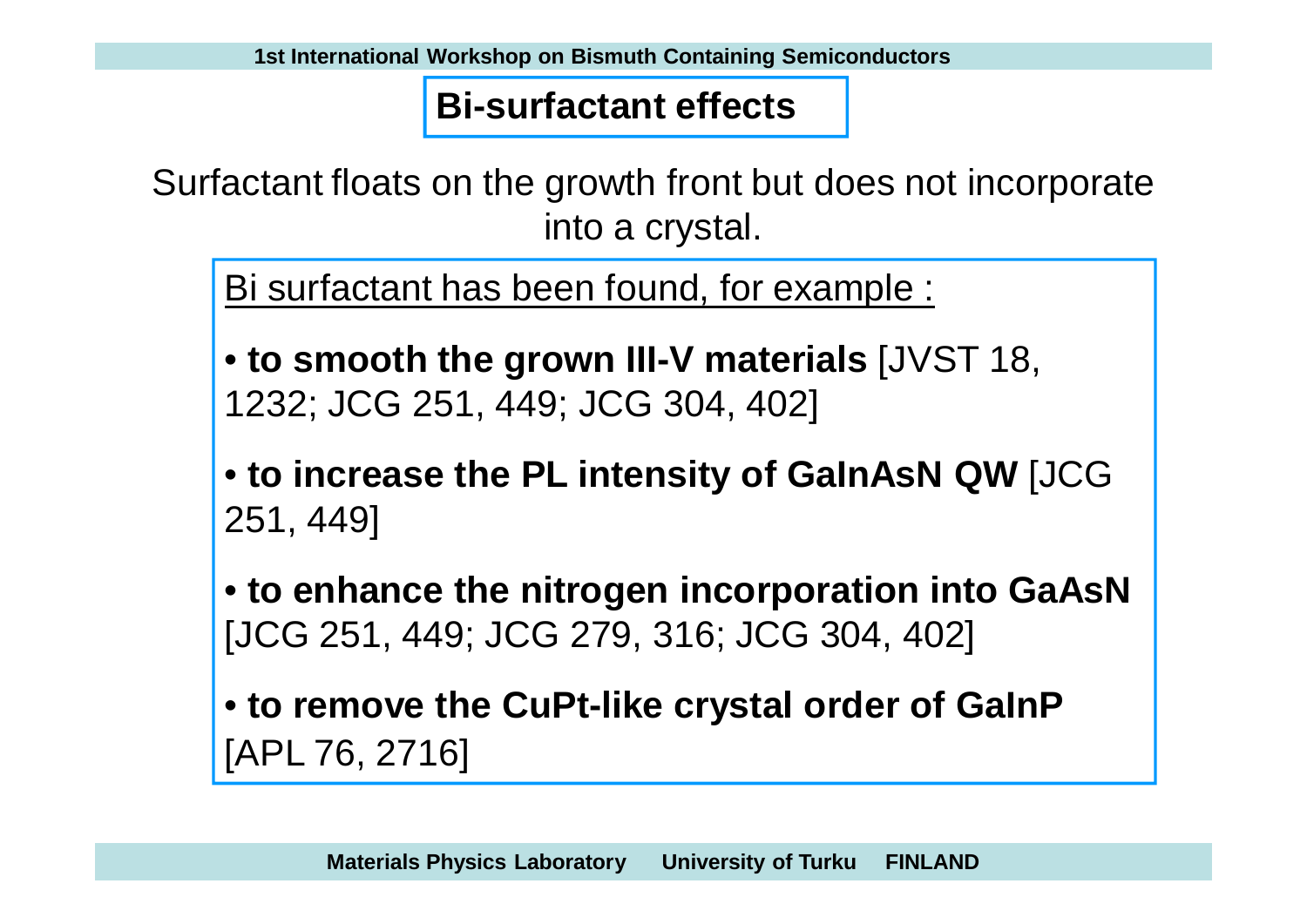# Bi-surfactant effects

Surfactant floats on the growth front but does not incorporate into a crystal.

Bi surfactant has been found, for example :

- **to smooth the grown III-V materials** [JVST 18, 1232; JCG 251, 449; JCG 304, 402]
- **to increase the PL intensity of GaInAsN QW** [JCG 251, 449]
- **to enhance the nitrogen incorporation into GaAsN** [JCG 251, 449; JCG 279, 316; JCG 304, 402]
- **to remove the CuPt-like crystal order of GaInP** [APL 76, 2716]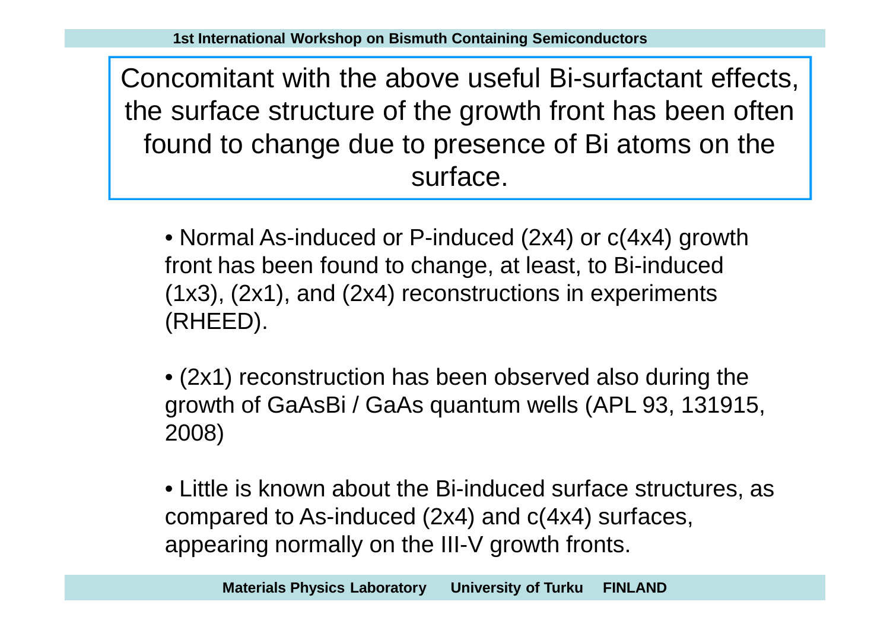Concomitant with the above useful Bi-surfactant effects, the surface structure of the growth front has been often found to change due to presence of Bi atoms on the surface.

- Normal As-induced or P-induced (2x4) or c(4x4) growth front has been found to change, at least, to Bi-induced (1x3), (2x1), and (2x4) reconstructions in experiments (RHEED).

- (2x1) reconstruction has been observed also during the growth of GaAsBi / GaAs quantum wells (APL 93, 131915, 2008)

- Little is known about the Bi-induced surface structures, as compared to As-induced (2x4) and c(4x4) surfaces, appearing normally on the III-V growth fronts.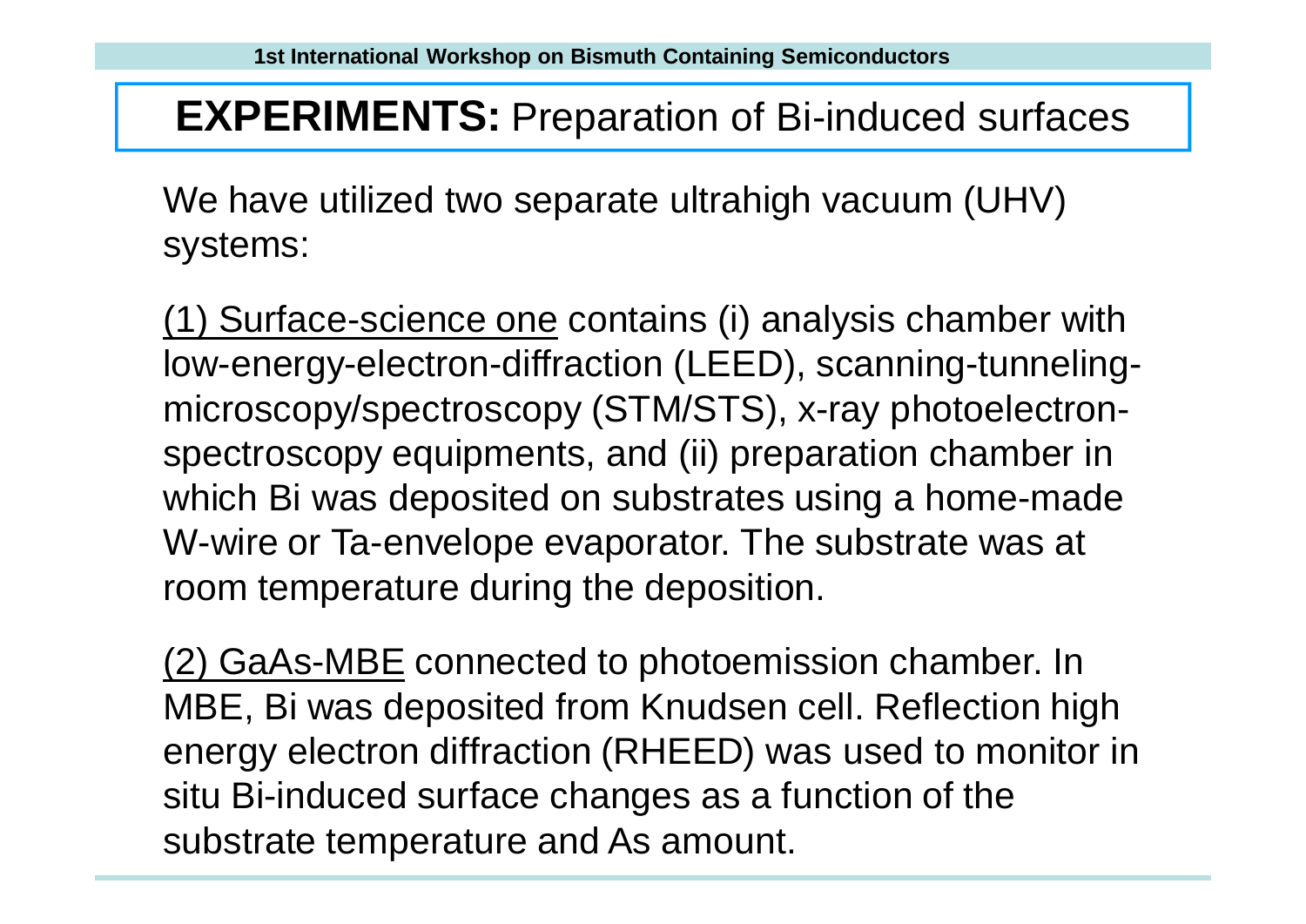# **EXPERIMENTS:** Preparation of Bi-induced surfaces

We have utilized two separate ultrahigh vacuum (UHV) systems:

(1) Surface-science one contains (i) analysis chamber with low-energy-electron-diffraction (LEED), scanning-tunneling-microscopy/spectroscopy (STM/STS), x-ray photoelectron-spectroscopy equipments, and (ii) preparation chamber in which Bi was deposited on substrates using a home-made W-wire or Ta-envelope evaporator. The substrate was at room temperature during the deposition.

(2) GaAs-MBE connected to photoemission chamber. In MBE, Bi was deposited from Knudsen cell. Reflection high energy electron diffraction (RHEED) was used to monitor in situ Bi-induced surface changes as a function of the substrate temperature and As amount.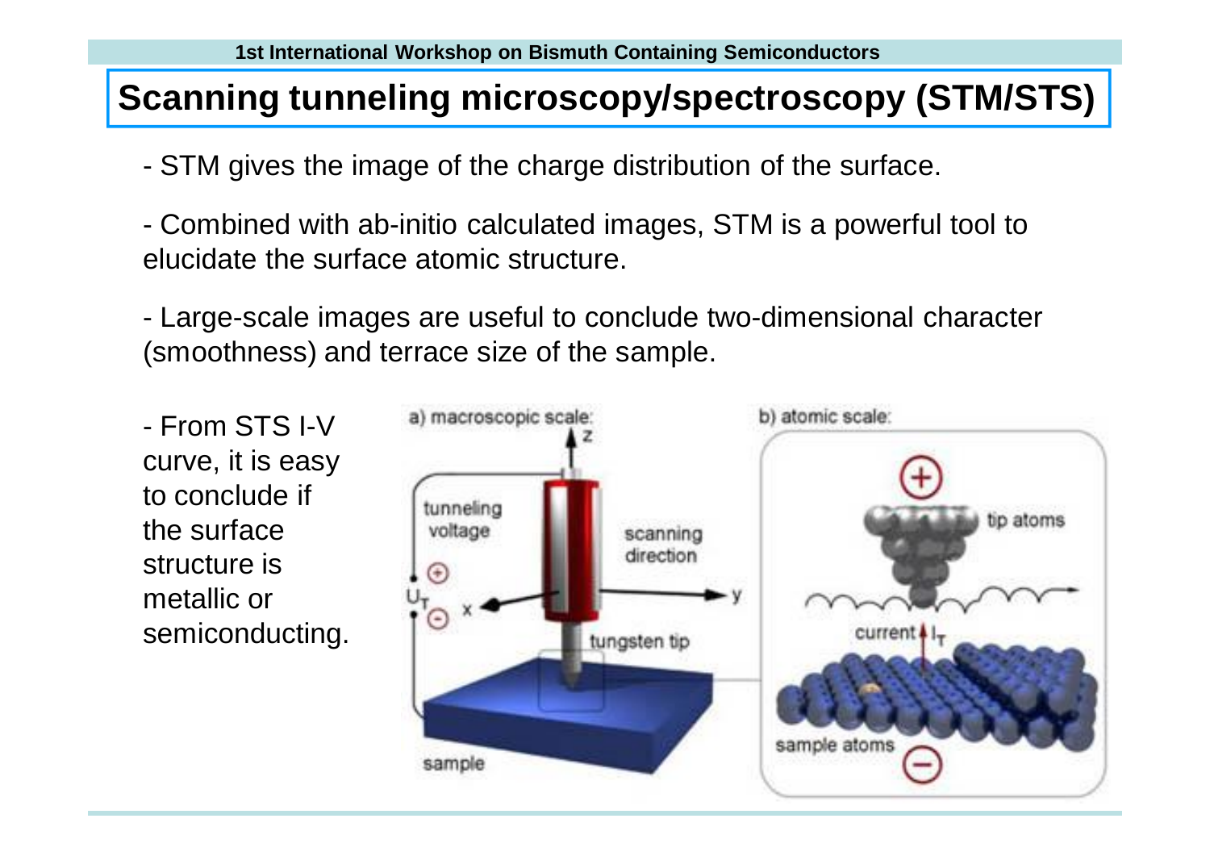# Scanning tunneling microscopy/spectroscopy (STM/STS)

- STM gives the image of the charge distribution of the surface.

- Combined with ab-initio calculated images, STM is a powerful tool to elucidate the surface atomic structure.

- Large-scale images are useful to conclude two-dimensional character (smoothness) and terrace size of the sample.

- From STS I-V curve, it is easy to conclude if the surface structure is metallic or semiconducting.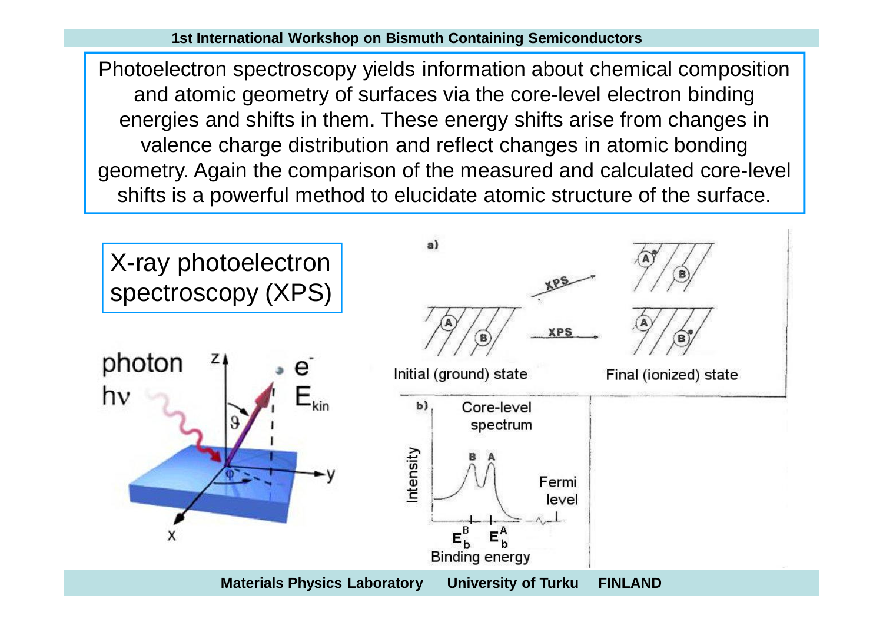Photoelectron spectroscopy yields information about chemical composition and atomic geometry of surfaces via the core-level electron binding energies and shifts in them. These energy shifts arise from changes in valence charge distribution and reflect changes in atomic bonding geometry. Again the comparison of the measured and calculated core-level shifts is a powerful method to elucidate atomic structure of the surface.

X-ray photoelectron spectroscopy (XPS)

photon $h\nu$

$e^-$ $E_{kin}$

a)

XPS

XPS

Initial (ground) state

Final (ionized) state

b)

Core-level spectrum

Intensity

B A

Fermi level

$E_b^B$ $E_b^A$

Binding energy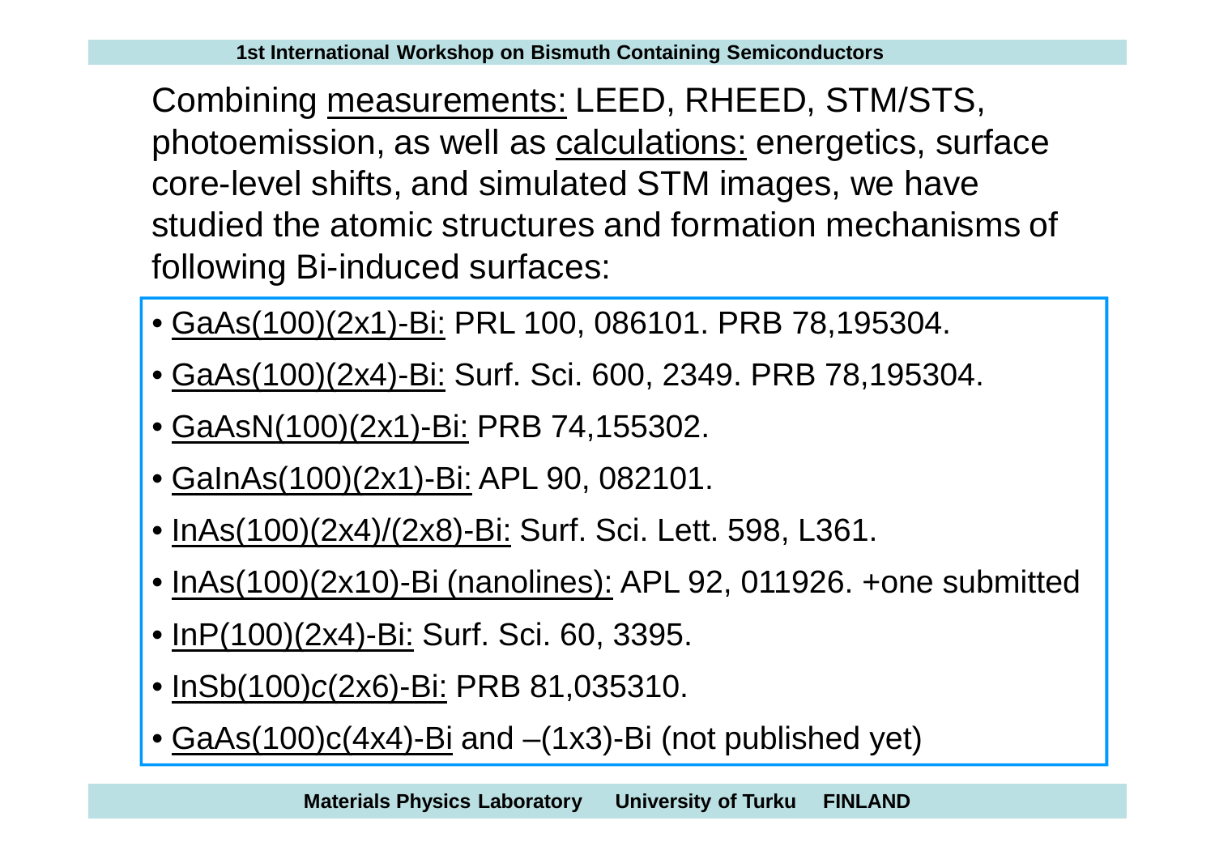Combining measurements: LEED, RHEED, STM/STS, photoemission, as well as calculations: energetics, surface core-level shifts, and simulated STM images, we have studied the atomic structures and formation mechanisms of following Bi-induced surfaces:

- GaAs(100)(2x1)-Bi: PRL 100, 086101. PRB 78,195304.
- GaAs(100)(2x4)-Bi: Surf. Sci. 600, 2349. PRB 78,195304.
- GaAsN(100)(2x1)-Bi: PRB 74,155302.
- GaInAs(100)(2x1)-Bi: APL 90, 082101.
- InAs(100)(2x4)/(2x8)-Bi: Surf. Sci. Lett. 598, L361.
- InAs(100)(2x10)-Bi (nanolines): APL 92, 011926. +one submitted
- InP(100)(2x4)-Bi: Surf. Sci. 60, 3395.
- InSb(100)*c*(2x6)-Bi: PRB 81,035310.
- GaAs(100)c(4x4)-Bi and –(1x3)-Bi (not published yet)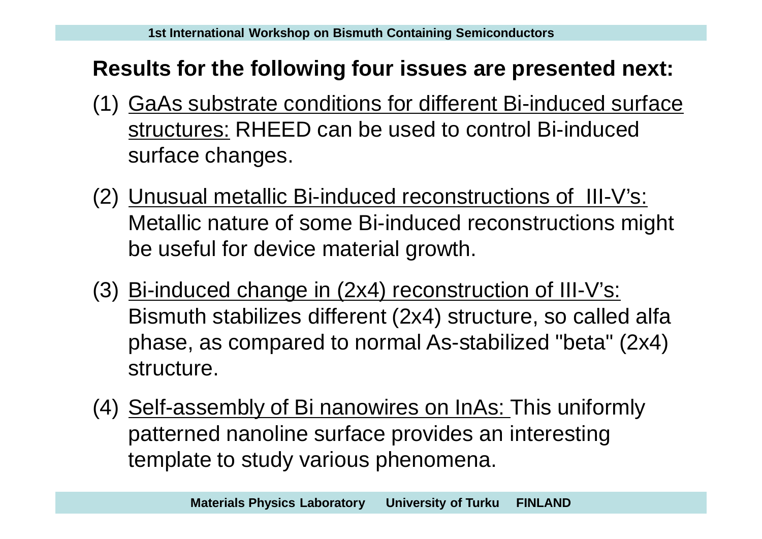**Results for the following four issues are presented next:**

(1) GaAs substrate conditions for different Bi-induced surface structures: RHEED can be used to control Bi-induced surface changes.

(2) Unusual metallic Bi-induced reconstructions of III-V's: Metallic nature of some Bi-induced reconstructions might be useful for device material growth.

(3) Bi-induced change in (2x4) reconstruction of III-V's: Bismuth stabilizes different (2x4) structure, so called alfa phase, as compared to normal As-stabilized "beta" (2x4) structure.

(4) Self-assembly of Bi nanowires on InAs: This uniformly patterned nanoline surface provides an interesting template to study various phenomena.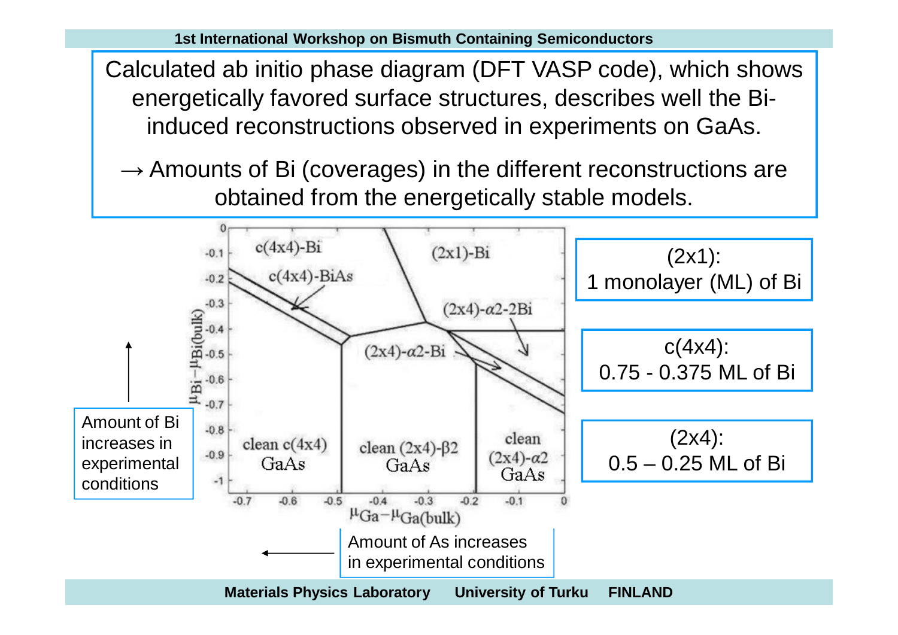Calculated ab initio phase diagram (DFT VASP code), which shows energetically favored surface structures, describes well the Bi-induced reconstructions observed in experiments on GaAs.

→ Amounts of Bi (coverages) in the different reconstructions are obtained from the energetically stable models.

(2x1): 1 monolayer (ML) of Bi

c(4x4): 0.75 - 0.375 ML of Bi

(2x4): 0.5 – 0.25 ML of Bi

Amount of Bi increases in experimental conditions

Amount of As increases in experimental conditions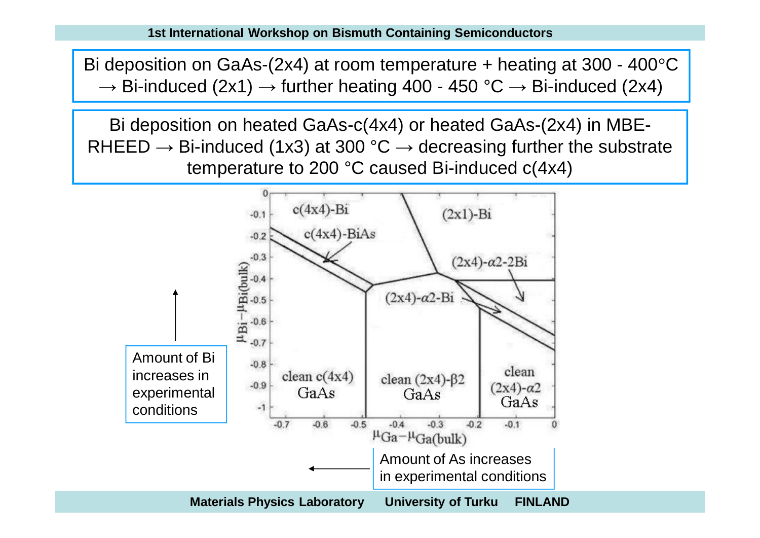Bi deposition on GaAs-(2x4) at room temperature + heating at 300 - 400°C → Bi-induced (2x1) → further heating 400 - 450 °C → Bi-induced (2x4)

Bi deposition on heated GaAs-c(4x4) or heated GaAs-(2x4) in MBE-RHEED → Bi-induced (1x3) at 300 °C → decreasing further the substrate temperature to 200 °C caused Bi-induced c(4x4)

Amount of Bi increases in experimental conditions

Amount of As increases in experimental conditions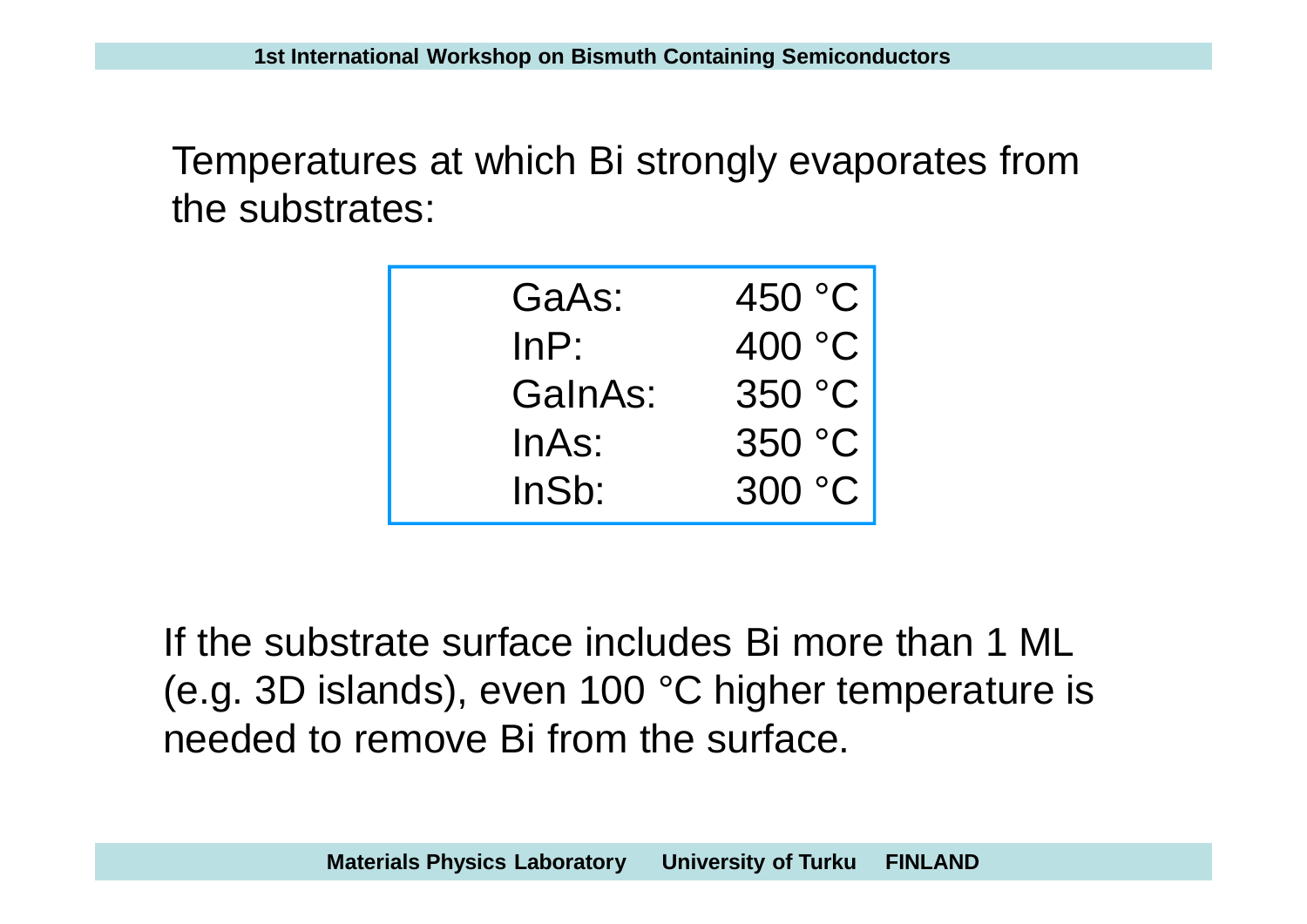Temperatures at which Bi strongly evaporates from the substrates:

| | |
|---|---|
| GaAs: | 450 °C |
| InP: | 400 °C |
| GaInAs: | 350 °C |
| InAs: | 350 °C |
| InSb: | 300 °C |

If the substrate surface includes Bi more than 1 ML (e.g. 3D islands), even 100 °C higher temperature is needed to remove Bi from the surface.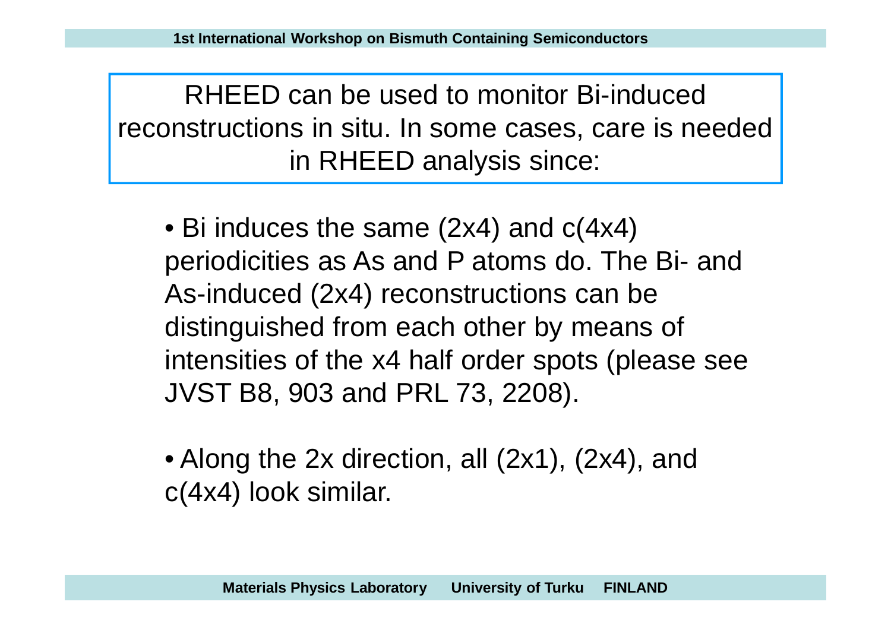RHEED can be used to monitor Bi-induced reconstructions in situ. In some cases, care is needed in RHEED analysis since:

- Bi induces the same (2x4) and c(4x4) periodicities as As and P atoms do. The Bi- and As-induced (2x4) reconstructions can be distinguished from each other by means of intensities of the x4 half order spots (please see JVST B8, 903 and PRL 73, 2208).

- Along the 2x direction, all (2x1), (2x4), and c(4x4) look similar.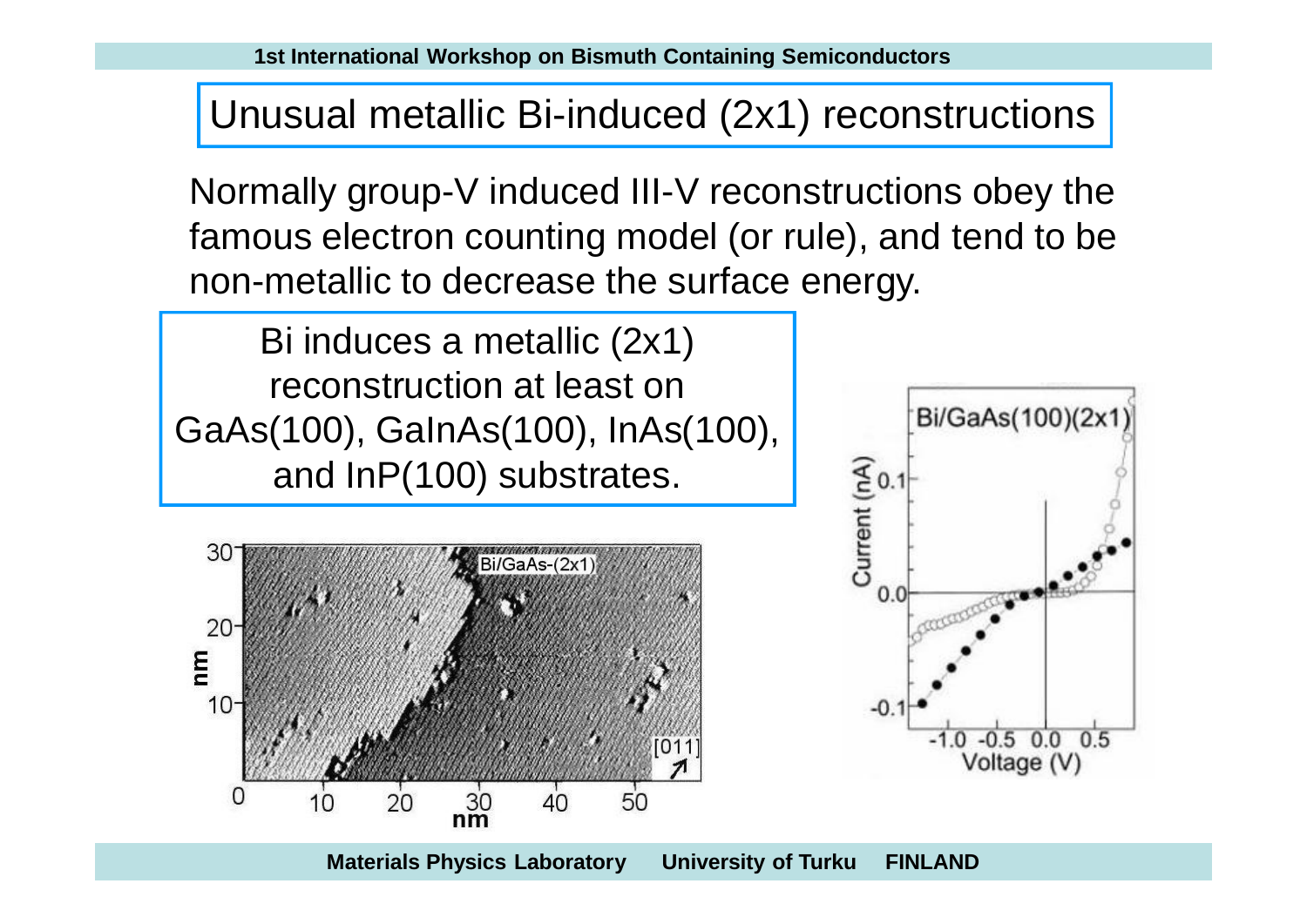# Unusual metallic Bi-induced (2x1) reconstructions

Normally group-V induced III-V reconstructions obey the famous electron counting model (or rule), and tend to be non-metallic to decrease the surface energy.

Bi induces a metallic (2x1) reconstruction at least on GaAs(100), GaInAs(100), InAs(100), and InP(100) substrates.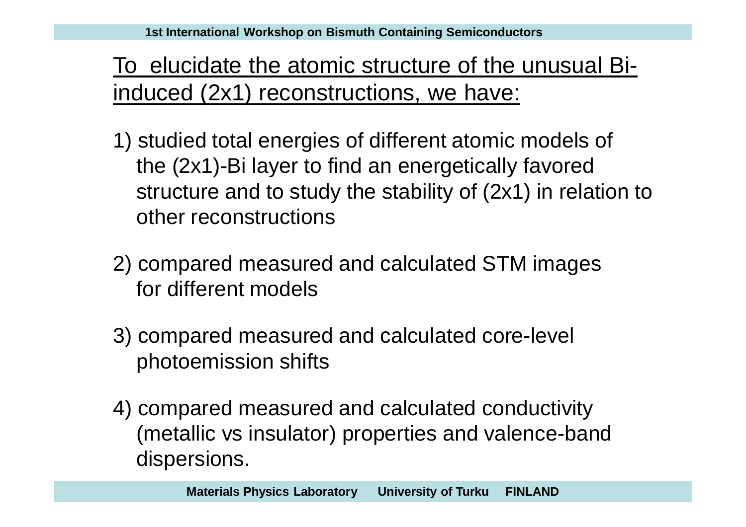To elucidate the atomic structure of the unusual Bi-induced (2x1) reconstructions, we have:

1) studied total energies of different atomic models of the (2x1)-Bi layer to find an energetically favored structure and to study the stability of (2x1) in relation to other reconstructions

2) compared measured and calculated STM images for different models

3) compared measured and calculated core-level photoemission shifts

4) compared measured and calculated conductivity (metallic vs insulator) properties and valence-band dispersions.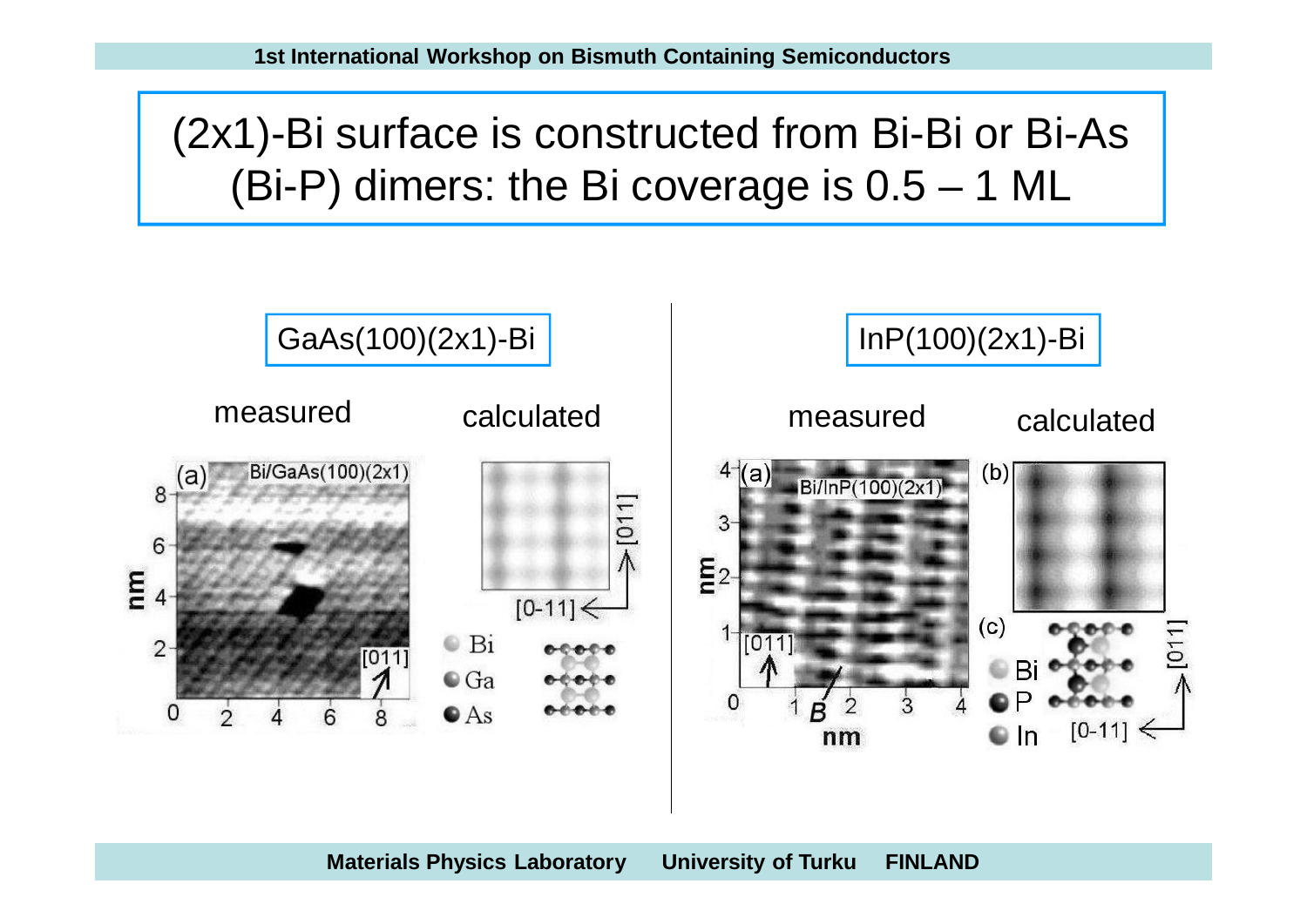# (2x1)-Bi surface is constructed from Bi-Bi or Bi-As (Bi-P) dimers: the Bi coverage is 0.5 – 1 ML

## GaAs(100)(2x1)-Bi

measured

calculated

(a) Bi/GaAs(100)(2x1)

[011]

[0-11]

Bi

Ga

As

## InP(100)(2x1)-Bi

measured

calculated

(a) Bi/InP(100)(2x1)

(b)

(c)

[011]

[0-11]

Bi

P

In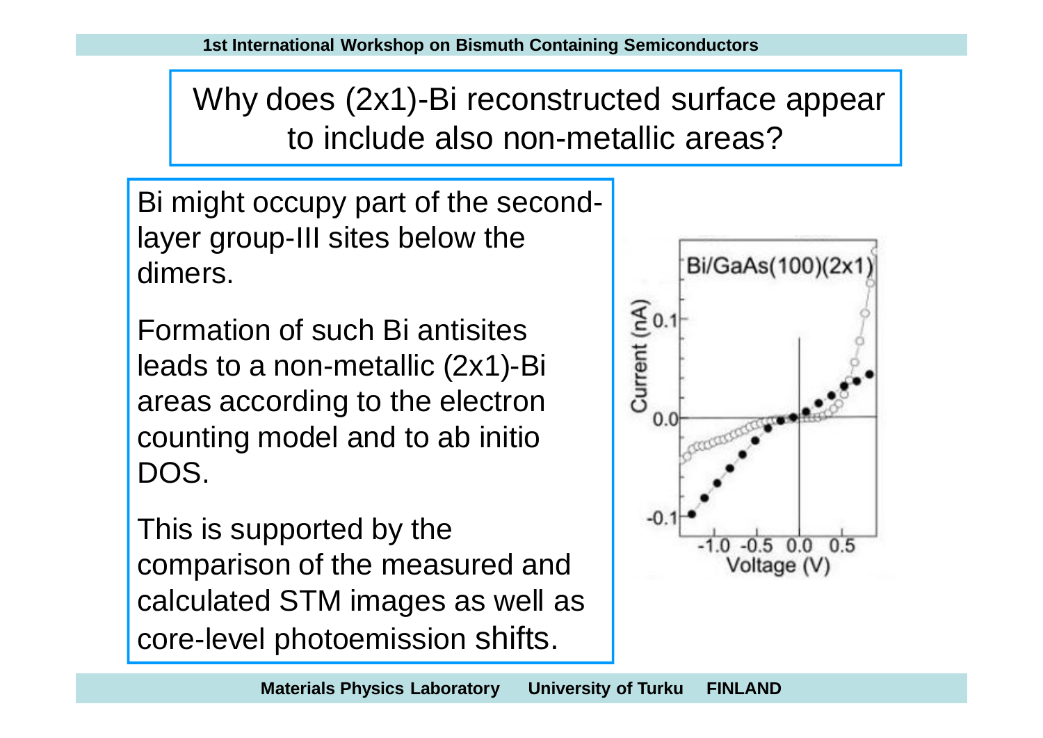# Why does (2x1)-Bi reconstructed surface appear to include also non-metallic areas?

Bi might occupy part of the second-layer group-III sites below the dimers.

Formation of such Bi antisites leads to a non-metallic (2x1)-Bi areas according to the electron counting model and to ab initio DOS.

This is supported by the comparison of the measured and calculated STM images as well as core-level photoemission shifts.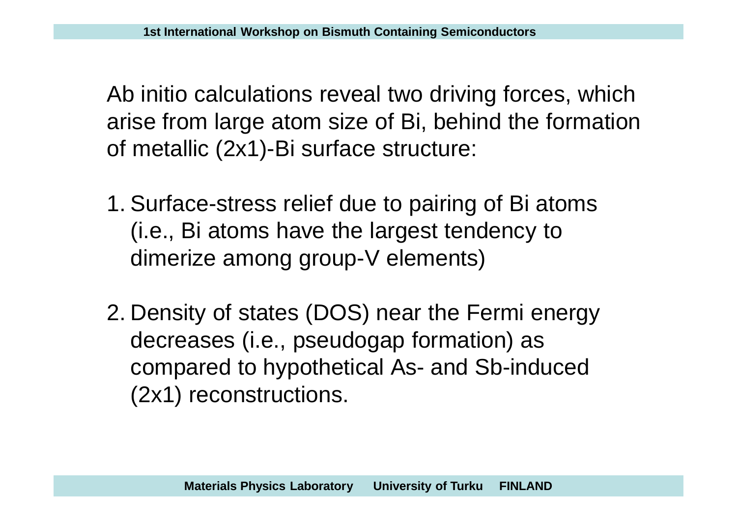Ab initio calculations reveal two driving forces, which arise from large atom size of Bi, behind the formation of metallic (2x1)-Bi surface structure:

1. Surface-stress relief due to pairing of Bi atoms (i.e., Bi atoms have the largest tendency to dimerize among group-V elements)

2. Density of states (DOS) near the Fermi energy decreases (i.e., pseudogap formation) as compared to hypothetical As- and Sb-induced (2x1) reconstructions.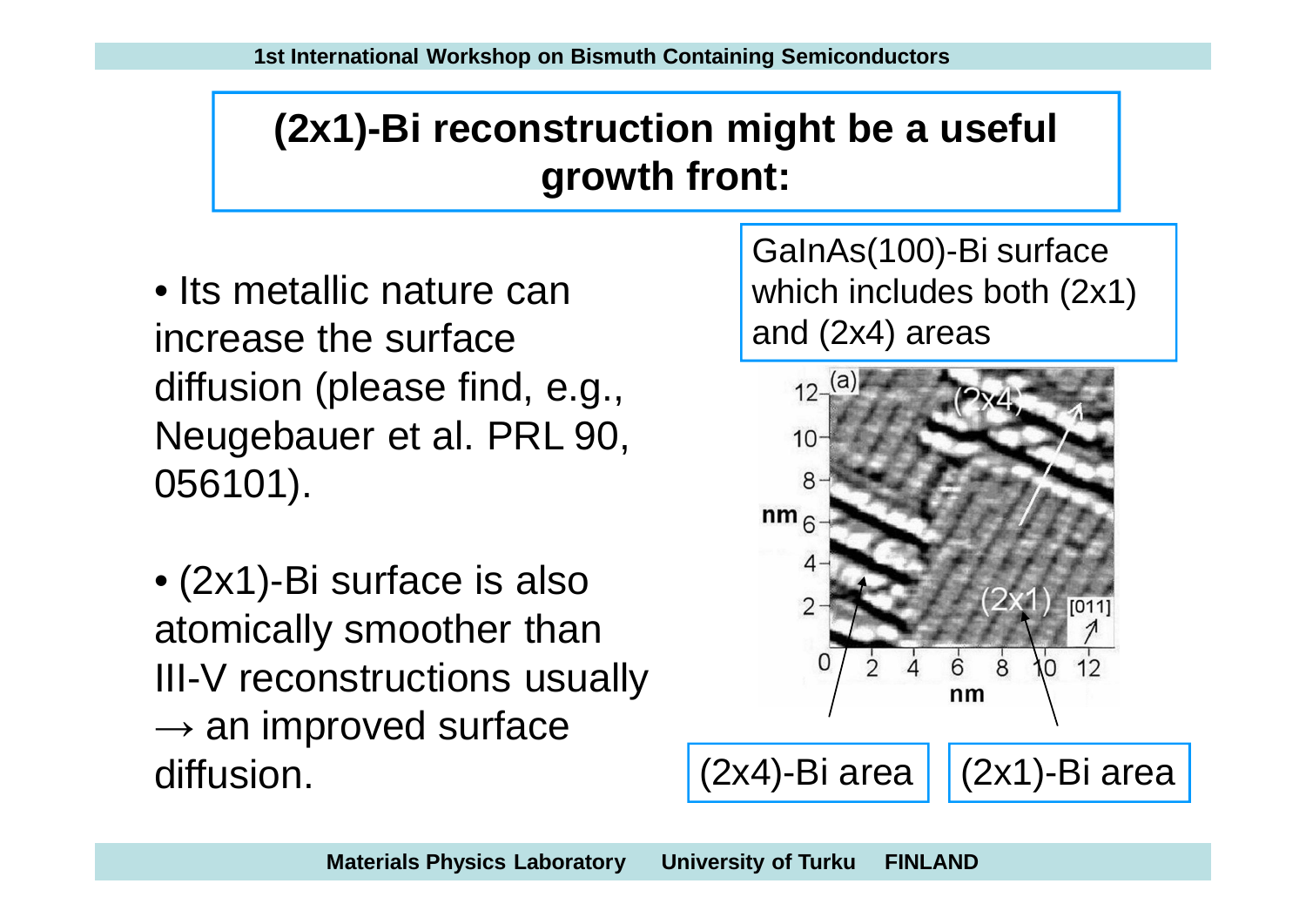# (2x1)-Bi reconstruction might be a useful growth front:

- Its metallic nature can increase the surface diffusion (please find, e.g., Neugebauer et al. PRL 90, 056101).

- (2x1)-Bi surface is also atomically smoother than III-V reconstructions usually → an improved surface diffusion.

GaInAs(100)-Bi surface which includes both (2x1) and (2x4) areas

(2x4)-Bi area

(2x1)-Bi area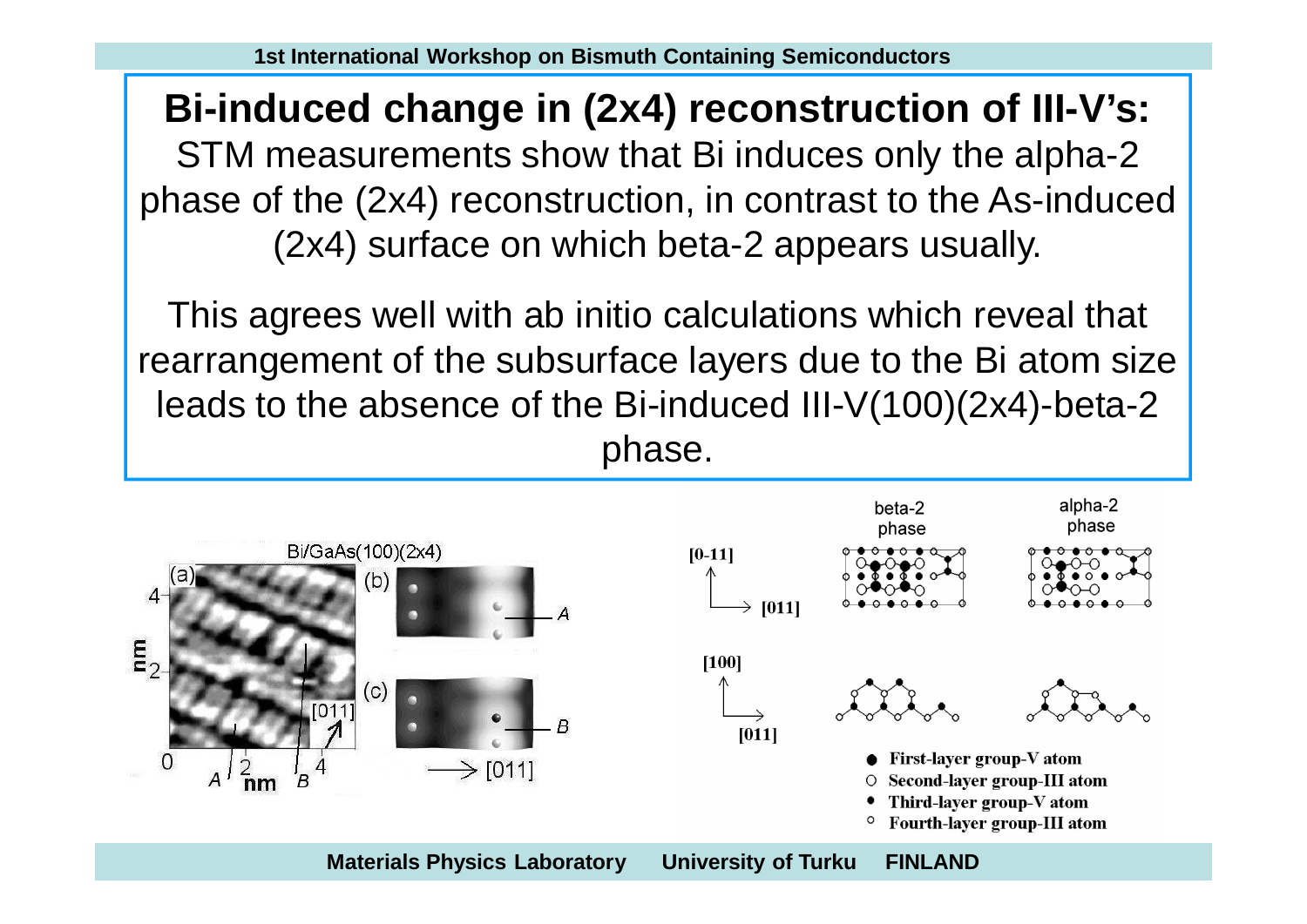# Bi-induced change in (2x4) reconstruction of III-V's:

STM measurements show that Bi induces only the alpha-2 phase of the (2x4) reconstruction, in contrast to the As-induced (2x4) surface on which beta-2 appears usually.

This agrees well with ab initio calculations which reveal that rearrangement of the subsurface layers due to the Bi atom size leads to the absence of the Bi-induced III-V(100)(2x4)-beta-2 phase.

Bi/GaAs(100)(2x4)

beta-2 phase alpha-2 phase

- First-layer group-V atom
- Second-layer group-III atom
- Third-layer group-V atom
- Fourth-layer group-III atom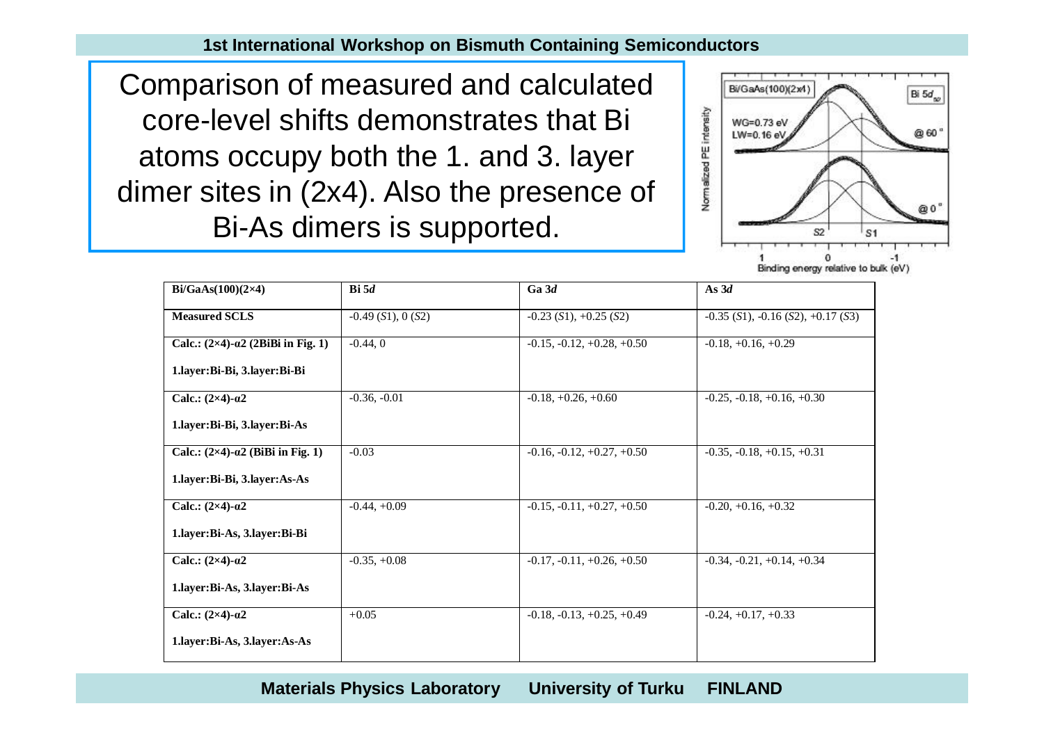Comparison of measured and calculated core-level shifts demonstrates that Bi atoms occupy both the 1. and 3. layer dimer sites in (2x4). Also the presence of Bi-As dimers is supported.

| Bi/GaAs(100)(2×4) | Bi 5*d* | Ga 3*d* | As 3*d* |
|---|---|---|---|
| **Measured SCLS** | -0.49 (*S*1), 0 (*S*2) | -0.23 (*S*1), +0.25 (*S*2) | -0.35 (*S*1), -0.16 (*S*2), +0.17 (*S*3) |
| **Calc.: (2×4)-α2 (2BiBi in Fig. 1)** **1.layer:Bi-Bi, 3.layer:Bi-Bi** | -0.44, 0 | -0.15, -0.12, +0.28, +0.50 | -0.18, +0.16, +0.29 |
| **Calc.: (2×4)-α2** **1.layer:Bi-Bi, 3.layer:Bi-As** | -0.36, -0.01 | -0.18, +0.26, +0.60 | -0.25, -0.18, +0.16, +0.30 |
| **Calc.: (2×4)-α2 (BiBi in Fig. 1)** **1.layer:Bi-Bi, 3.layer:As-As** | -0.03 | -0.16, -0.12, +0.27, +0.50 | -0.35, -0.18, +0.15, +0.31 |
| **Calc.: (2×4)-α2** **1.layer:Bi-As, 3.layer:Bi-Bi** | -0.44, +0.09 | -0.15, -0.11, +0.27, +0.50 | -0.20, +0.16, +0.32 |
| **Calc.: (2×4)-α2** **1.layer:Bi-As, 3.layer:Bi-As** | -0.35, +0.08 | -0.17, -0.11, +0.26, +0.50 | -0.34, -0.21, +0.14, +0.34 |
| **Calc.: (2×4)-α2** **1.layer:Bi-As, 3.layer:As-As** | +0.05 | -0.18, -0.13, +0.25, +0.49 | -0.24, +0.17, +0.33 |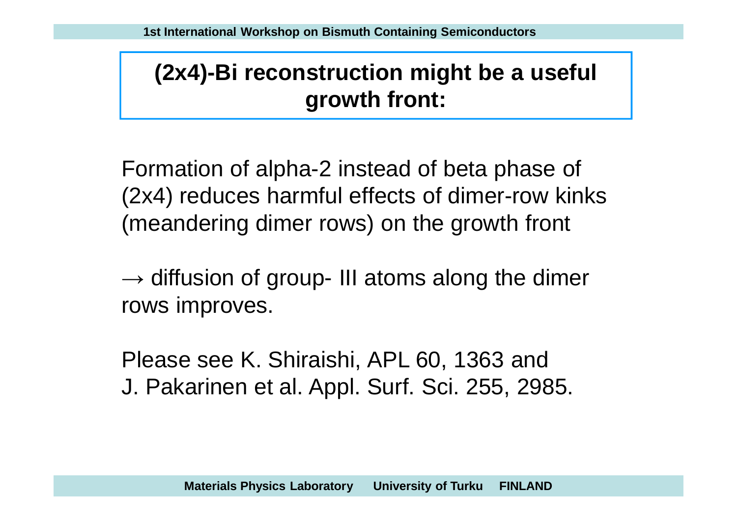# (2x4)-Bi reconstruction might be a useful growth front:

Formation of alpha-2 instead of beta phase of (2x4) reduces harmful effects of dimer-row kinks (meandering dimer rows) on the growth front

$\rightarrow$ diffusion of group- III atoms along the dimer rows improves.

Please see K. Shiraishi, APL 60, 1363 and J. Pakarinen et al. Appl. Surf. Sci. 255, 2985.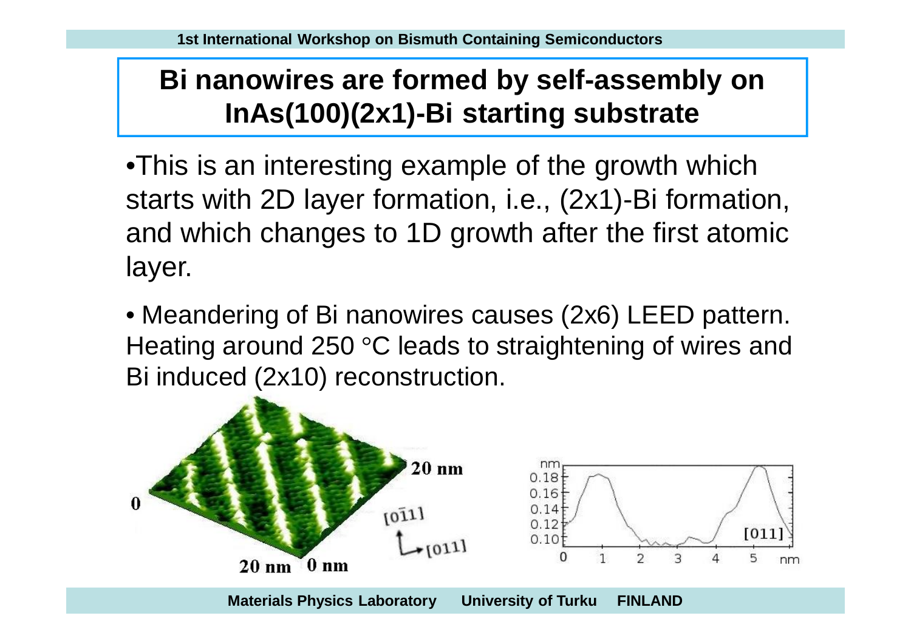# Bi nanowires are formed by self-assembly on InAs(100)(2x1)-Bi starting substrate

- This is an interesting example of the growth which starts with 2D layer formation, i.e., (2x1)-Bi formation, and which changes to 1D growth after the first atomic layer.

- Meandering of Bi nanowires causes (2x6) LEED pattern. Heating around 250 °C leads to straightening of wires and Bi induced (2x10) reconstruction.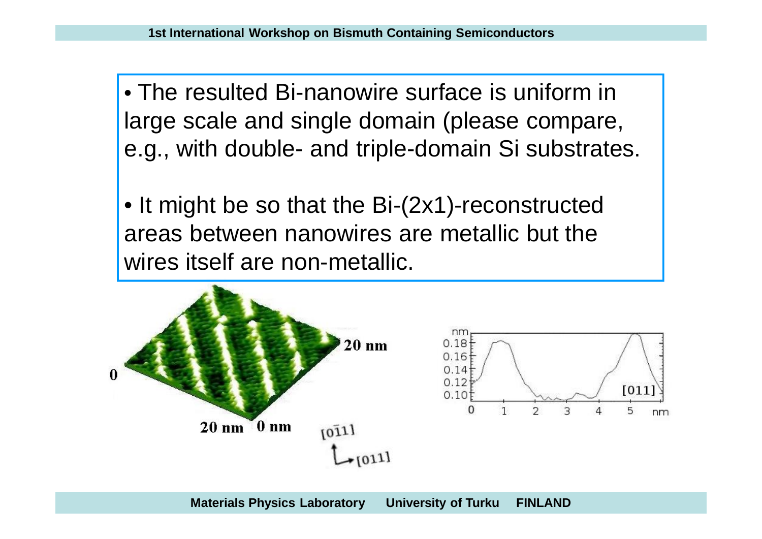- The resulted Bi-nanowire surface is uniform in large scale and single domain (please compare, e.g., with double- and triple-domain Si substrates.

- It might be so that the Bi-(2x1)-reconstructed areas between nanowires are metallic but the wires itself are non-metallic.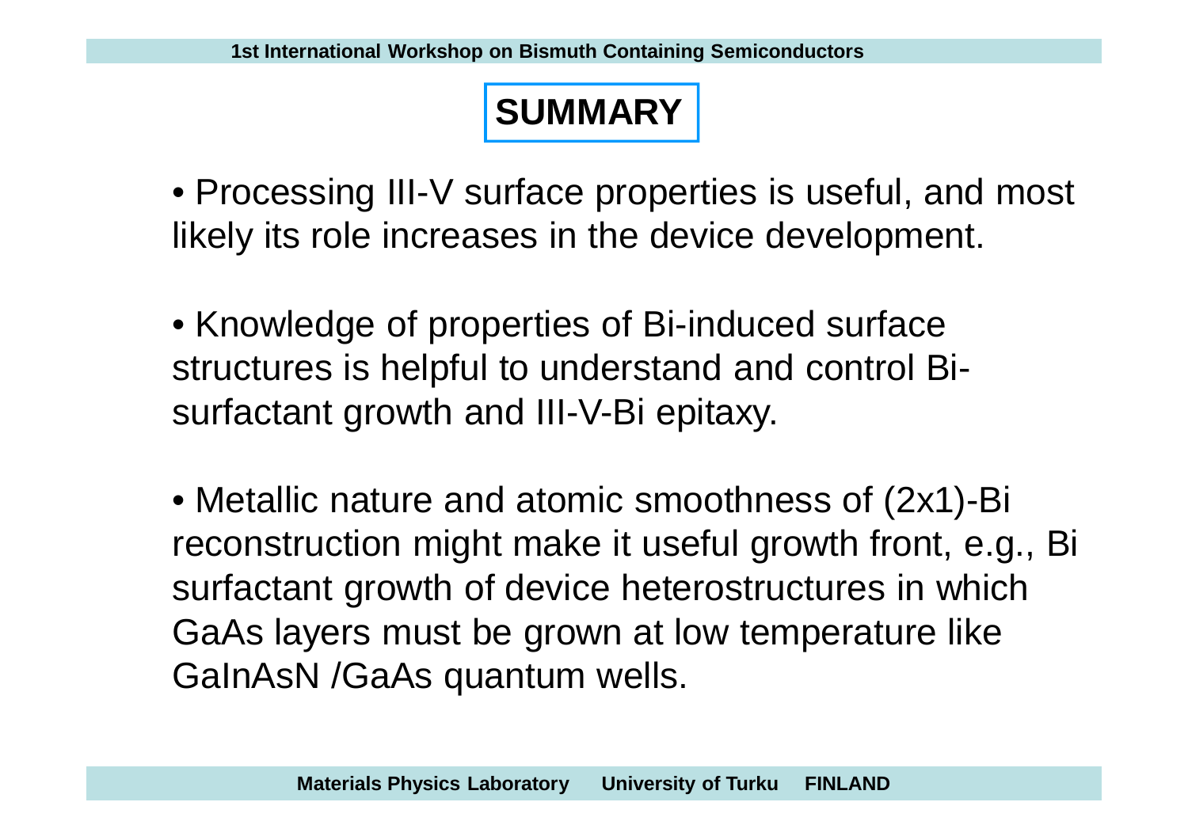# SUMMARY

- Processing III-V surface properties is useful, and most likely its role increases in the device development.

- Knowledge of properties of Bi-induced surface structures is helpful to understand and control Bi-surfactant growth and III-V-Bi epitaxy.

- Metallic nature and atomic smoothness of (2x1)-Bi reconstruction might make it useful growth front, e.g., Bi surfactant growth of device heterostructures in which GaAs layers must be grown at low temperature like GaInAsN /GaAs quantum wells.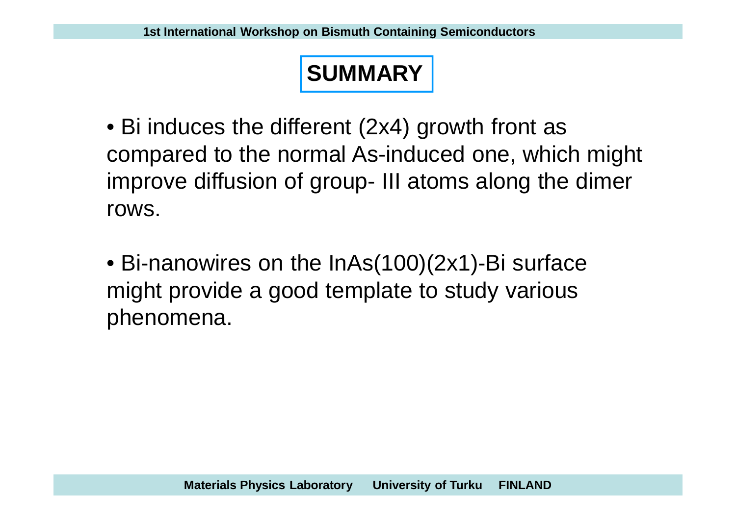# SUMMARY

- Bi induces the different (2x4) growth front as compared to the normal As-induced one, which might improve diffusion of group- III atoms along the dimer rows.

- Bi-nanowires on the InAs(100)(2x1)-Bi surface might provide a good template to study various phenomena.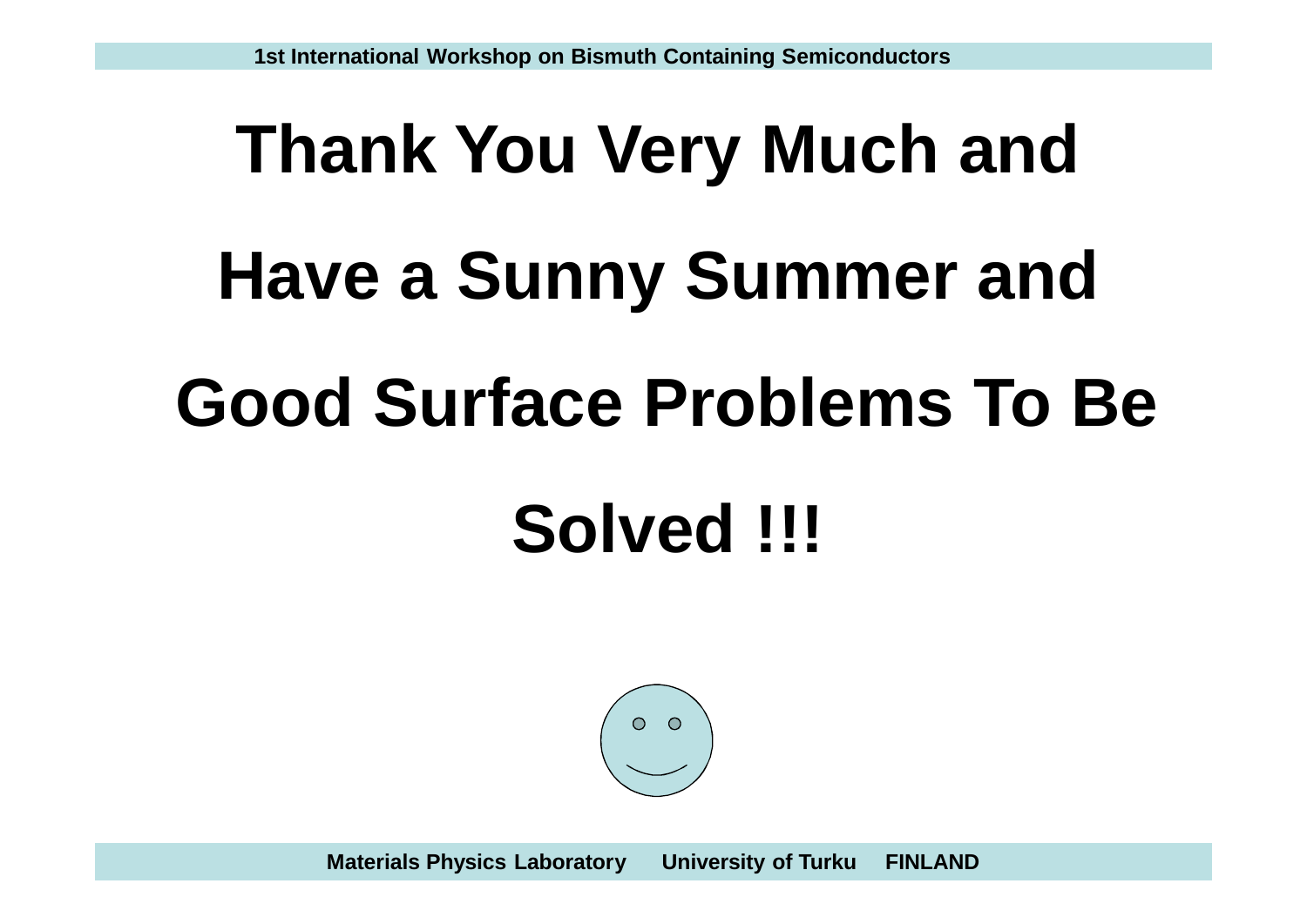# Thank You Very Much and Have a Sunny Summer and Good Surface Problems To Be Solved !!!